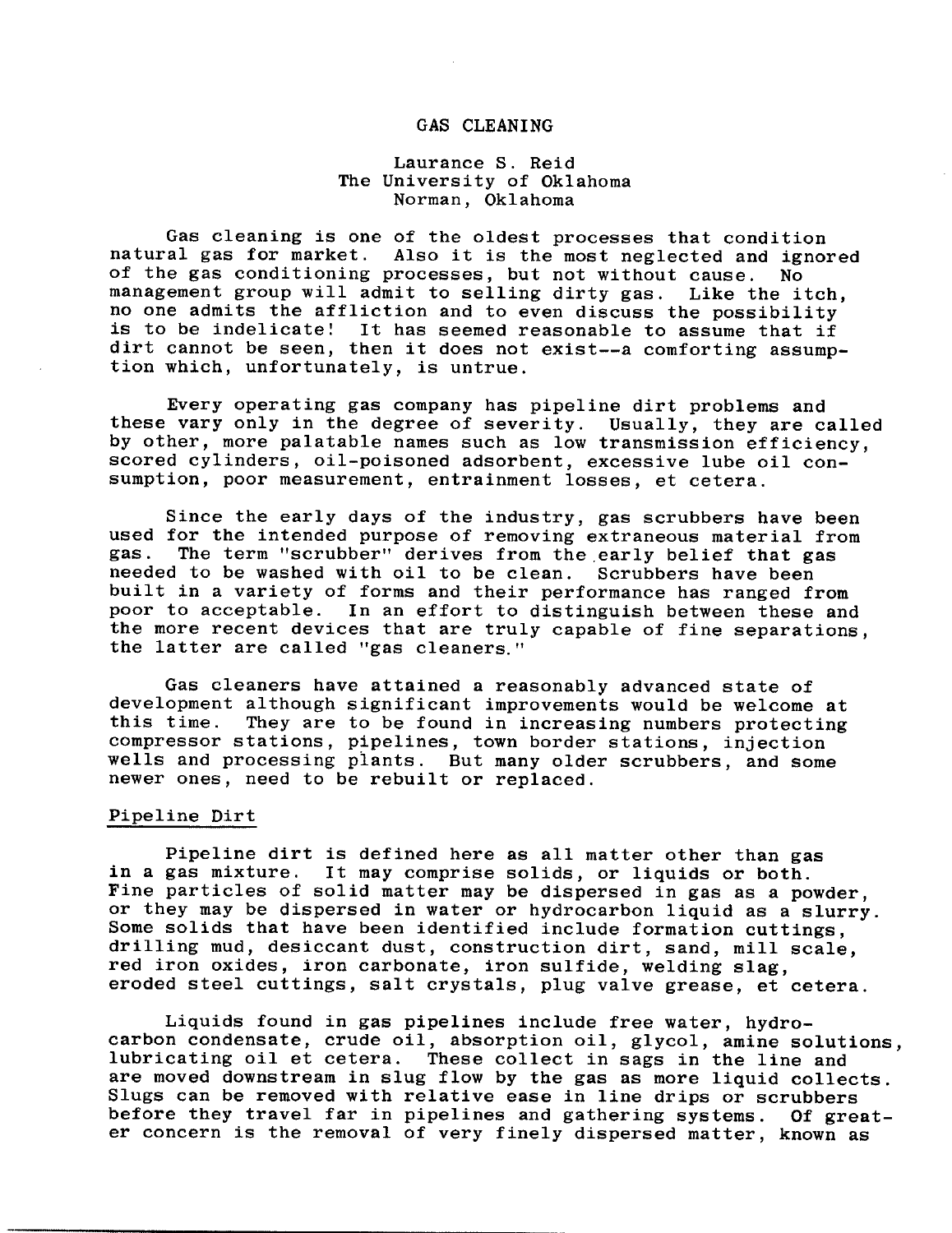# GAS CLEANING

Laurance S. Reid
The University of Oklahoma
Norman, Oklahoma

Gas cleaning is one of the oldest processes that condition natural gas for market. Also it is the most neglected and ignored of the gas conditioning processes, but not without cause. No management group will admit to selling dirty gas. Like the itch, no one admits the affliction and to even discuss the possibility is to be indelicate! It has seemed reasonable to assume that if dirt cannot be seen, then it does not exist--a comforting assumption which, unfortunately, is untrue.

Every operating gas company has pipeline dirt problems and these vary only in the degree of severity. Usually, they are called by other, more palatable names such as low transmission efficiency, scored cylinders, oil-poisoned adsorbent, excessive lube oil consumption, poor measurement, entrainment losses, et cetera.

Since the early days of the industry, gas scrubbers have been used for the intended purpose of removing extraneous material from gas. The term "scrubber" derives from the early belief that gas needed to be washed with oil to be clean. Scrubbers have been built in a variety of forms and their performance has ranged from poor to acceptable. In an effort to distinguish between these and the more recent devices that are truly capable of fine separations, the latter are called "gas cleaners."

Gas cleaners have attained a reasonably advanced state of development although significant improvements would be welcome at this time. They are to be found in increasing numbers protecting compressor stations, pipelines, town border stations, injection wells and processing plants. But many older scrubbers, and some newer ones, need to be rebuilt or replaced.

## Pipeline Dirt

Pipeline dirt is defined here as all matter other than gas in a gas mixture. It may comprise solids, or liquids or both. Fine particles of solid matter may be dispersed in gas as a powder, or they may be dispersed in water or hydrocarbon liquid as a slurry. Some solids that have been identified include formation cuttings, drilling mud, desiccant dust, construction dirt, sand, mill scale, red iron oxides, iron carbonate, iron sulfide, welding slag, eroded steel cuttings, salt crystals, plug valve grease, et cetera.

Liquids found in gas pipelines include free water, hydrocarbon condensate, crude oil, absorption oil, glycol, amine solutions, lubricating oil et cetera. These collect in sags in the line and are moved downstream in slug flow by the gas as more liquid collects. Slugs can be removed with relative ease in line drips or scrubbers before they travel far in pipelines and gathering systems. Of greater concern is the removal of very finely dispersed matter, known as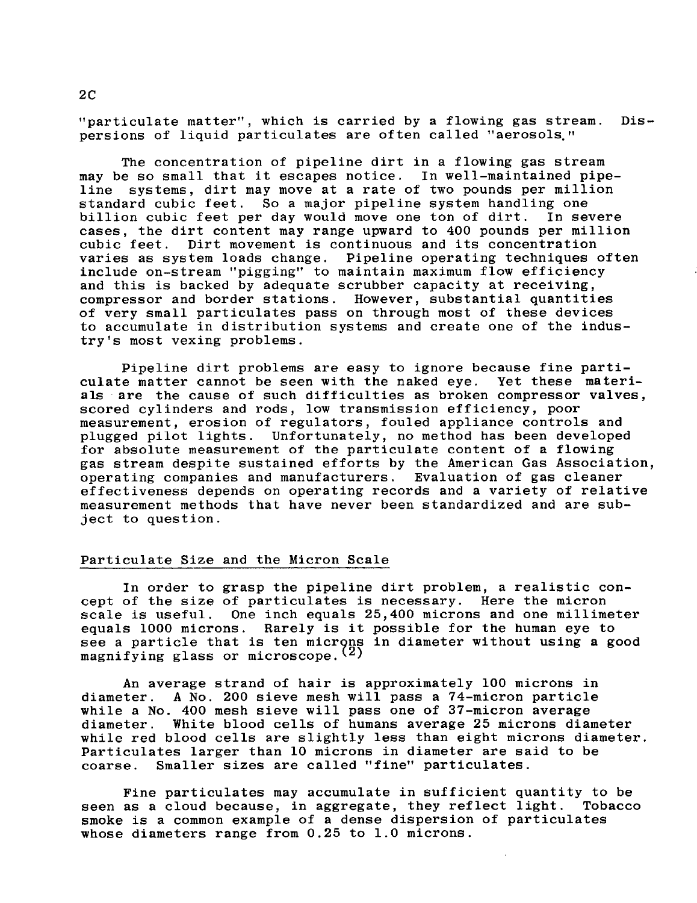"particulate matter", which is carried by a flowing gas stream. Dispersions of liquid particulates are often called "aerosols."

The concentration of pipeline dirt in a flowing gas stream may be so small that it escapes notice. In well-maintained pipeline systems, dirt may move at a rate of two pounds per million standard cubic feet. So a major pipeline system handling one billion cubic feet per day would move one ton of dirt. In severe cases, the dirt content may range upward to 400 pounds per million cubic feet. Dirt movement is continuous and its concentration varies as system loads change. Pipeline operating techniques often include on-stream "pigging" to maintain maximum flow efficiency and this is backed by adequate scrubber capacity at receiving, compressor and border stations. However, substantial quantities of very small particulates pass on through most of these devices to accumulate in distribution systems and create one of the industry's most vexing problems.

Pipeline dirt problems are easy to ignore because fine particulate matter cannot be seen with the naked eye. Yet these materials are the cause of such difficulties as broken compressor valves, scored cylinders and rods, low transmission efficiency, poor measurement, erosion of regulators, fouled appliance controls and plugged pilot lights. Unfortunately, no method has been developed for absolute measurement of the particulate content of a flowing gas stream despite sustained efforts by the American Gas Association, operating companies and manufacturers. Evaluation of gas cleaner effectiveness depends on operating records and a variety of relative measurement methods that have never been standardized and are subject to question.

## Particulate Size and the Micron Scale

In order to grasp the pipeline dirt problem, a realistic concept of the size of particulates is necessary. Here the micron scale is useful. One inch equals 25,400 microns and one millimeter equals 1000 microns. Rarely is it possible for the human eye to see a particle that is ten microns in diameter without using a good magnifying glass or microscope.[2]

An average strand of hair is approximately 100 microns in diameter. A No. 200 sieve mesh will pass a 74-micron particle while a No. 400 mesh sieve will pass one of 37-micron average diameter. White blood cells of humans average 25 microns diameter while red blood cells are slightly less than eight microns diameter. Particulates larger than 10 microns in diameter are said to be coarse. Smaller sizes are called "fine" particulates.

Fine particulates may accumulate in sufficient quantity to be seen as a cloud because, in aggregate, they reflect light. Tobacco smoke is a common example of a dense dispersion of particulates whose diameters range from 0.25 to 1.0 microns.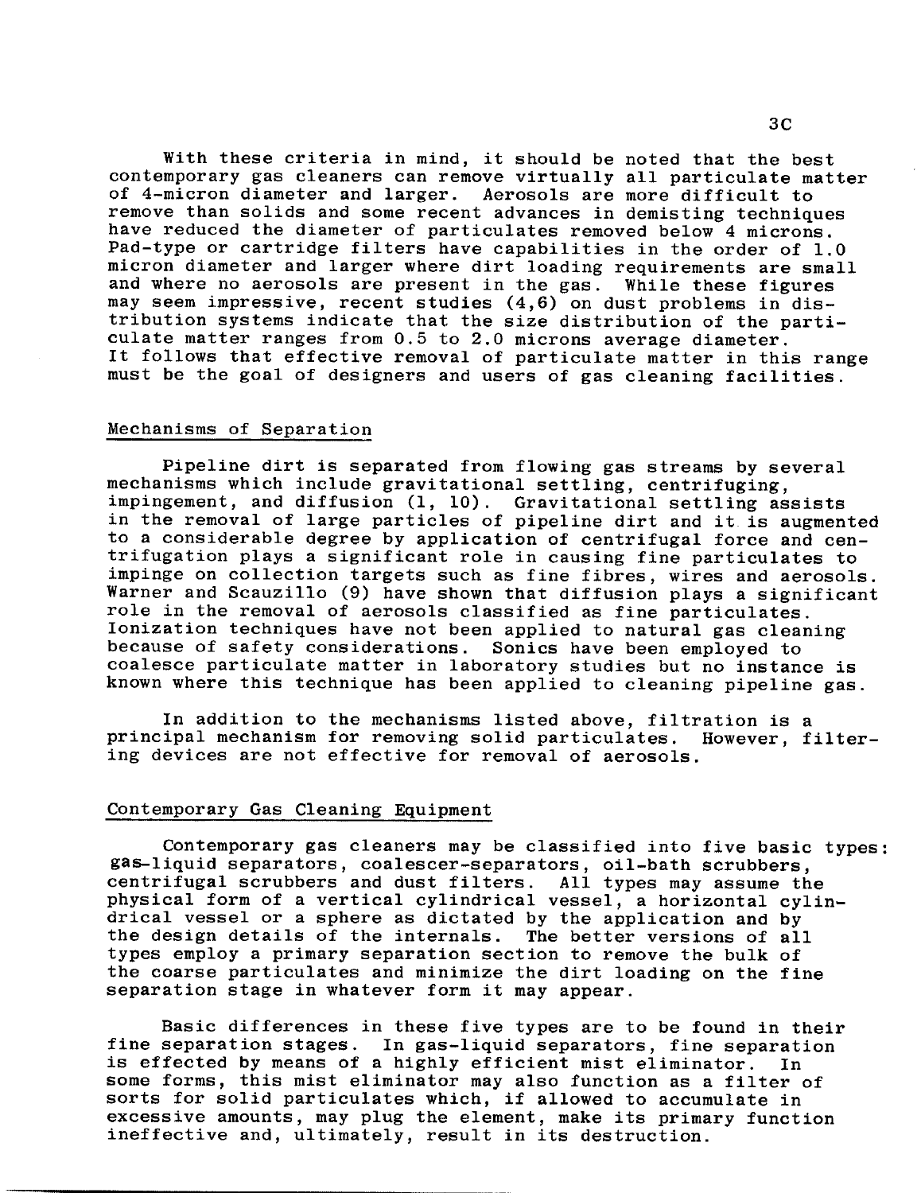With these criteria in mind, it should be noted that the best contemporary gas cleaners can remove virtually all particulate matter of 4-micron diameter and larger. Aerosols are more difficult to remove than solids and some recent advances in demisting techniques have reduced the diameter of particulates removed below 4 microns. Pad-type or cartridge filters have capabilities in the order of 1.0 micron diameter and larger where dirt loading requirements are small and where no aerosols are present in the gas. While these figures may seem impressive, recent studies (4,6) on dust problems in distribution systems indicate that the size distribution of the particulate matter ranges from 0.5 to 2.0 microns average diameter. It follows that effective removal of particulate matter in this range must be the goal of designers and users of gas cleaning facilities.

## Mechanisms of Separation

Pipeline dirt is separated from flowing gas streams by several mechanisms which include gravitational settling, centrifuging, impingement, and diffusion (1, 10). Gravitational settling assists in the removal of large particles of pipeline dirt and it is augmented to a considerable degree by application of centrifugal force and centrifugation plays a significant role in causing fine particulates to impinge on collection targets such as fine fibres, wires and aerosols. Warner and Scauzillo (9) have shown that diffusion plays a significant role in the removal of aerosols classified as fine particulates. Ionization techniques have not been applied to natural gas cleaning because of safety considerations. Sonics have been employed to coalesce particulate matter in laboratory studies but no instance is known where this technique has been applied to cleaning pipeline gas.

In addition to the mechanisms listed above, filtration is a principal mechanism for removing solid particulates. However, filtering devices are not effective for removal of aerosols.

## Contemporary Gas Cleaning Equipment

Contemporary gas cleaners may be classified into five basic types: gas-liquid separators, coalescer-separators, oil-bath scrubbers, centrifugal scrubbers and dust filters. All types may assume the physical form of a vertical cylindrical vessel, a horizontal cylindrical vessel or a sphere as dictated by the application and by the design details of the internals. The better versions of all types employ a primary separation section to remove the bulk of the coarse particulates and minimize the dirt loading on the fine separation stage in whatever form it may appear.

Basic differences in these five types are to be found in their fine separation stages. In gas-liquid separators, fine separation is effected by means of a highly efficient mist eliminator. In some forms, this mist eliminator may also function as a filter of sorts for solid particulates which, if allowed to accumulate in excessive amounts, may plug the element, make its primary function ineffective and, ultimately, result in its destruction.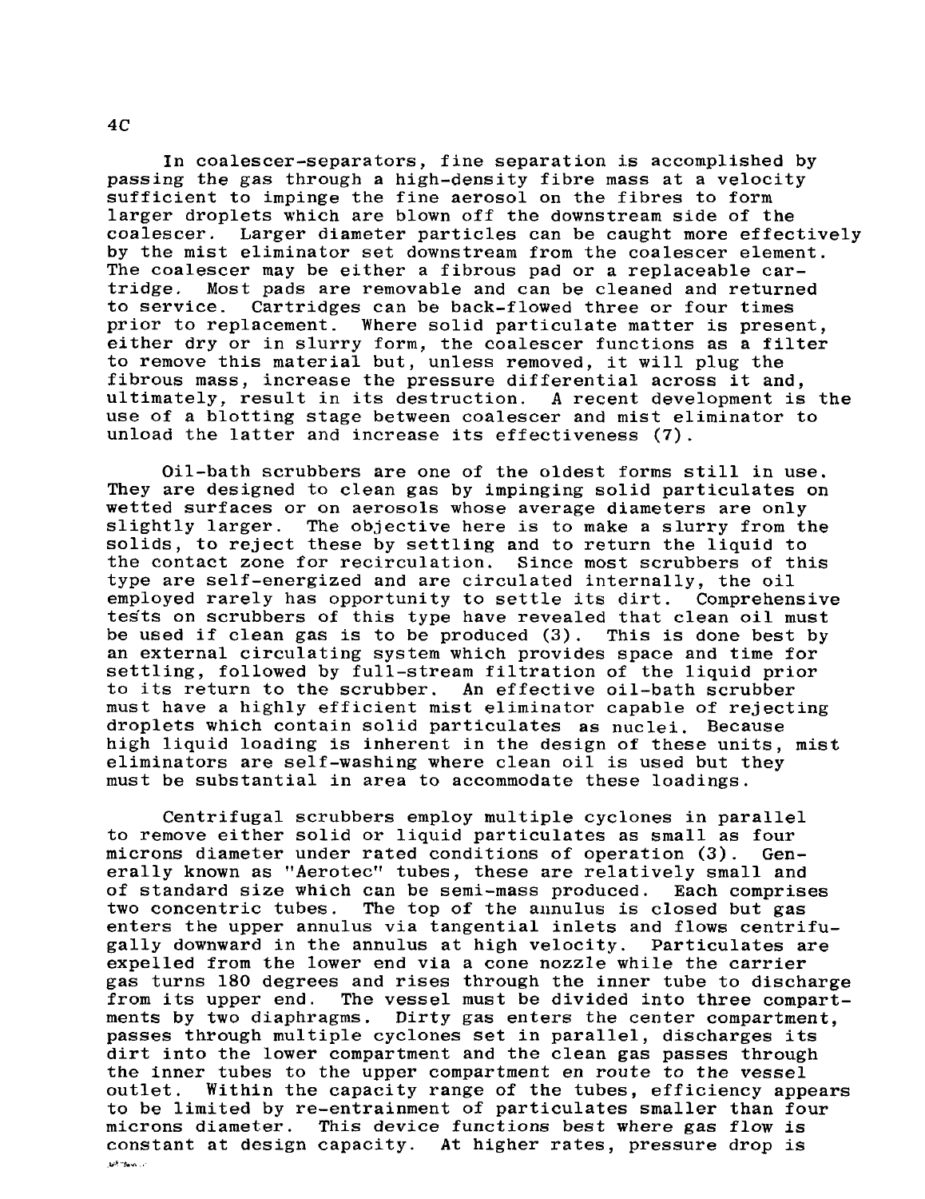In coalescer-separators, fine separation is accomplished by passing the gas through a high-density fibre mass at a velocity sufficient to impinge the fine aerosol on the fibres to form larger droplets which are blown off the downstream side of the coalescer. Larger diameter particles can be caught more effectively by the mist eliminator set downstream from the coalescer element. The coalescer may be either a fibrous pad or a replaceable cartridge. Most pads are removable and can be cleaned and returned to service. Cartridges can be back-flowed three or four times prior to replacement. Where solid particulate matter is present, either dry or in slurry form, the coalescer functions as a filter to remove this material but, unless removed, it will plug the fibrous mass, increase the pressure differential across it and, ultimately, result in its destruction. A recent development is the use of a blotting stage between coalescer and mist eliminator to unload the latter and increase its effectiveness (7).

Oil-bath scrubbers are one of the oldest forms still in use. They are designed to clean gas by impinging solid particulates on wetted surfaces or on aerosols whose average diameters are only slightly larger. The objective here is to make a slurry from the solids, to reject these by settling and to return the liquid to the contact zone for recirculation. Since most scrubbers of this type are self-energized and are circulated internally, the oil employed rarely has opportunity to settle its dirt. Comprehensive tests on scrubbers of this type have revealed that clean oil must be used if clean gas is to be produced (3). This is done best by an external circulating system which provides space and time for settling, followed by full-stream filtration of the liquid prior to its return to the scrubber. An effective oil-bath scrubber must have a highly efficient mist eliminator capable of rejecting droplets which contain solid particulates as nuclei. Because high liquid loading is inherent in the design of these units, mist eliminators are self-washing where clean oil is used but they must be substantial in area to accommodate these loadings.

Centrifugal scrubbers employ multiple cyclones in parallel to remove either solid or liquid particulates as small as four microns diameter under rated conditions of operation (3). Generally known as "Aerotec" tubes, these are relatively small and of standard size which can be semi-mass produced. Each comprises two concentric tubes. The top of the annulus is closed but gas enters the upper annulus via tangential inlets and flows centrifugally downward in the annulus at high velocity. Particulates are expelled from the lower end via a cone nozzle while the carrier gas turns 180 degrees and rises through the inner tube to discharge from its upper end. The vessel must be divided into three compartments by two diaphragms. Dirty gas enters the center compartment, passes through multiple cyclones set in parallel, discharges its dirt into the lower compartment and the clean gas passes through the inner tubes to the upper compartment en route to the vessel outlet. Within the capacity range of the tubes, efficiency appears to be limited by re-entrainment of particulates smaller than four microns diameter. This device functions best where gas flow is constant at design capacity. At higher rates, pressure drop is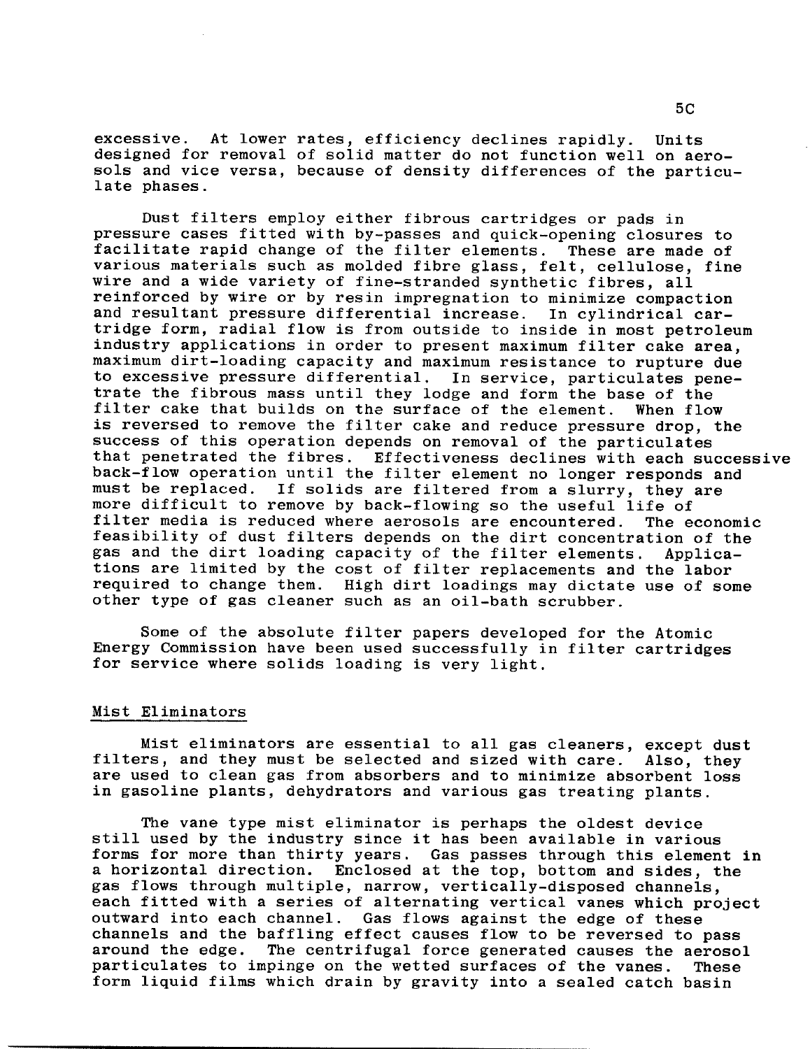excessive. At lower rates, efficiency declines rapidly. Units designed for removal of solid matter do not function well on aerosols and vice versa, because of density differences of the particulate phases.

Dust filters employ either fibrous cartridges or pads in pressure cases fitted with by-passes and quick-opening closures to facilitate rapid change of the filter elements. These are made of various materials such as molded fibre glass, felt, cellulose, fine wire and a wide variety of fine-stranded synthetic fibres, all reinforced by wire or by resin impregnation to minimize compaction and resultant pressure differential increase. In cylindrical cartridge form, radial flow is from outside to inside in most petroleum industry applications in order to present maximum filter cake area, maximum dirt-loading capacity and maximum resistance to rupture due to excessive pressure differential. In service, particulates penetrate the fibrous mass until they lodge and form the base of the filter cake that builds on the surface of the element. When flow is reversed to remove the filter cake and reduce pressure drop, the success of this operation depends on removal of the particulates that penetrated the fibres. Effectiveness declines with each successive back-flow operation until the filter element no longer responds and must be replaced. If solids are filtered from a slurry, they are more difficult to remove by back-flowing so the useful life of filter media is reduced where aerosols are encountered. The economic feasibility of dust filters depends on the dirt concentration of the gas and the dirt loading capacity of the filter elements. Applications are limited by the cost of filter replacements and the labor required to change them. High dirt loadings may dictate use of some other type of gas cleaner such as an oil-bath scrubber.

Some of the absolute filter papers developed for the Atomic Energy Commission have been used successfully in filter cartridges for service where solids loading is very light.

## Mist Eliminators

Mist eliminators are essential to all gas cleaners, except dust filters, and they must be selected and sized with care. Also, they are used to clean gas from absorbers and to minimize absorbent loss in gasoline plants, dehydrators and various gas treating plants.

The vane type mist eliminator is perhaps the oldest device still used by the industry since it has been available in various forms for more than thirty years. Gas passes through this element in a horizontal direction. Enclosed at the top, bottom and sides, the gas flows through multiple, narrow, vertically-disposed channels, each fitted with a series of alternating vertical vanes which project outward into each channel. Gas flows against the edge of these channels and the baffling effect causes flow to be reversed to pass around the edge. The centrifugal force generated causes the aerosol particulates to impinge on the wetted surfaces of the vanes. These form liquid films which drain by gravity into a sealed catch basin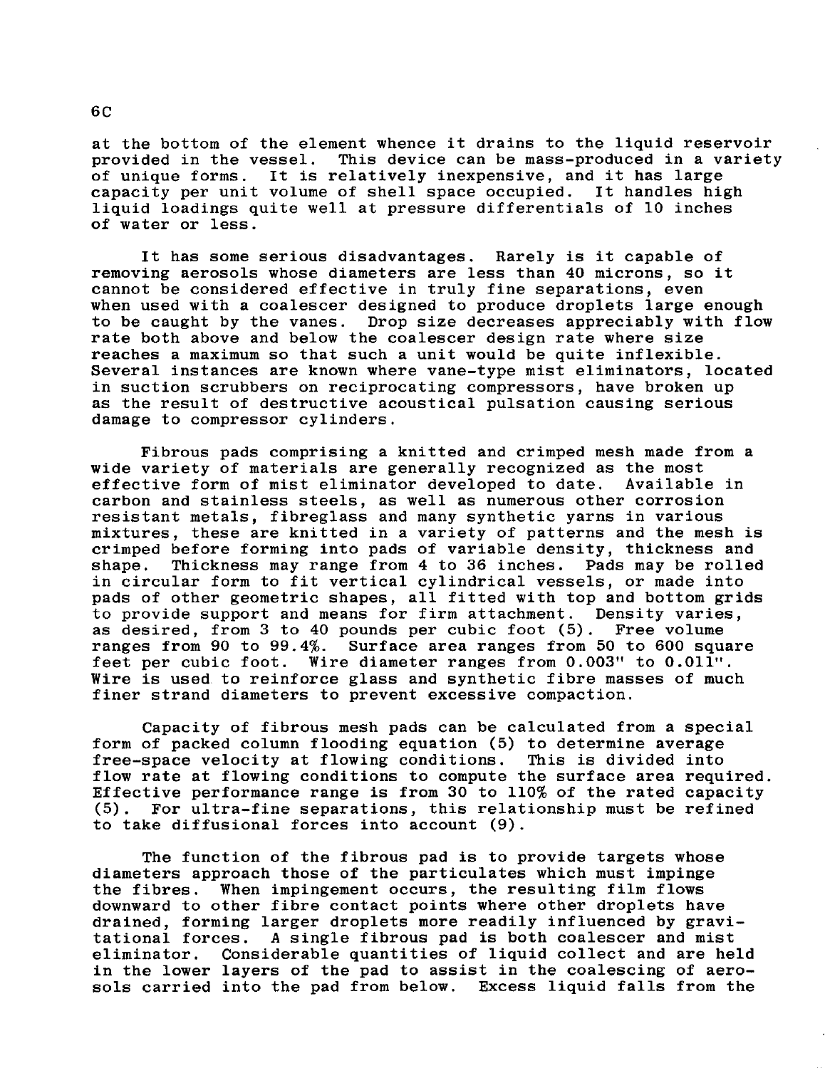at the bottom of the element whence it drains to the liquid reservoir provided in the vessel. This device can be mass-produced in a variety of unique forms. It is relatively inexpensive, and it has large capacity per unit volume of shell space occupied. It handles high liquid loadings quite well at pressure differentials of 10 inches of water or less.

It has some serious disadvantages. Rarely is it capable of removing aerosols whose diameters are less than 40 microns, so it cannot be considered effective in truly fine separations, even when used with a coalescer designed to produce droplets large enough to be caught by the vanes. Drop size decreases appreciably with flow rate both above and below the coalescer design rate where size reaches a maximum so that such a unit would be quite inflexible. Several instances are known where vane-type mist eliminators, located in suction scrubbers on reciprocating compressors, have broken up as the result of destructive acoustical pulsation causing serious damage to compressor cylinders.

Fibrous pads comprising a knitted and crimped mesh made from a wide variety of materials are generally recognized as the most effective form of mist eliminator developed to date. Available in carbon and stainless steels, as well as numerous other corrosion resistant metals, fibreglass and many synthetic yarns in various mixtures, these are knitted in a variety of patterns and the mesh is crimped before forming into pads of variable density, thickness and shape. Thickness may range from 4 to 36 inches. Pads may be rolled in circular form to fit vertical cylindrical vessels, or made into pads of other geometric shapes, all fitted with top and bottom grids to provide support and means for firm attachment. Density varies, as desired, from 3 to 40 pounds per cubic foot (5). Free volume ranges from 90 to 99.4%. Surface area ranges from 50 to 600 square feet per cubic foot. Wire diameter ranges from 0.003" to 0.011". Wire is used to reinforce glass and synthetic fibre masses of much finer strand diameters to prevent excessive compaction.

Capacity of fibrous mesh pads can be calculated from a special form of packed column flooding equation (5) to determine average free-space velocity at flowing conditions. This is divided into flow rate at flowing conditions to compute the surface area required. Effective performance range is from 30 to 110% of the rated capacity (5). For ultra-fine separations, this relationship must be refined to take diffusional forces into account (9).

The function of the fibrous pad is to provide targets whose diameters approach those of the particulates which must impinge the fibres. When impingement occurs, the resulting film flows downward to other fibre contact points where other droplets have drained, forming larger droplets more readily influenced by gravitational forces. A single fibrous pad is both coalescer and mist eliminator. Considerable quantities of liquid collect and are held in the lower layers of the pad to assist in the coalescing of aerosols carried into the pad from below. Excess liquid falls from the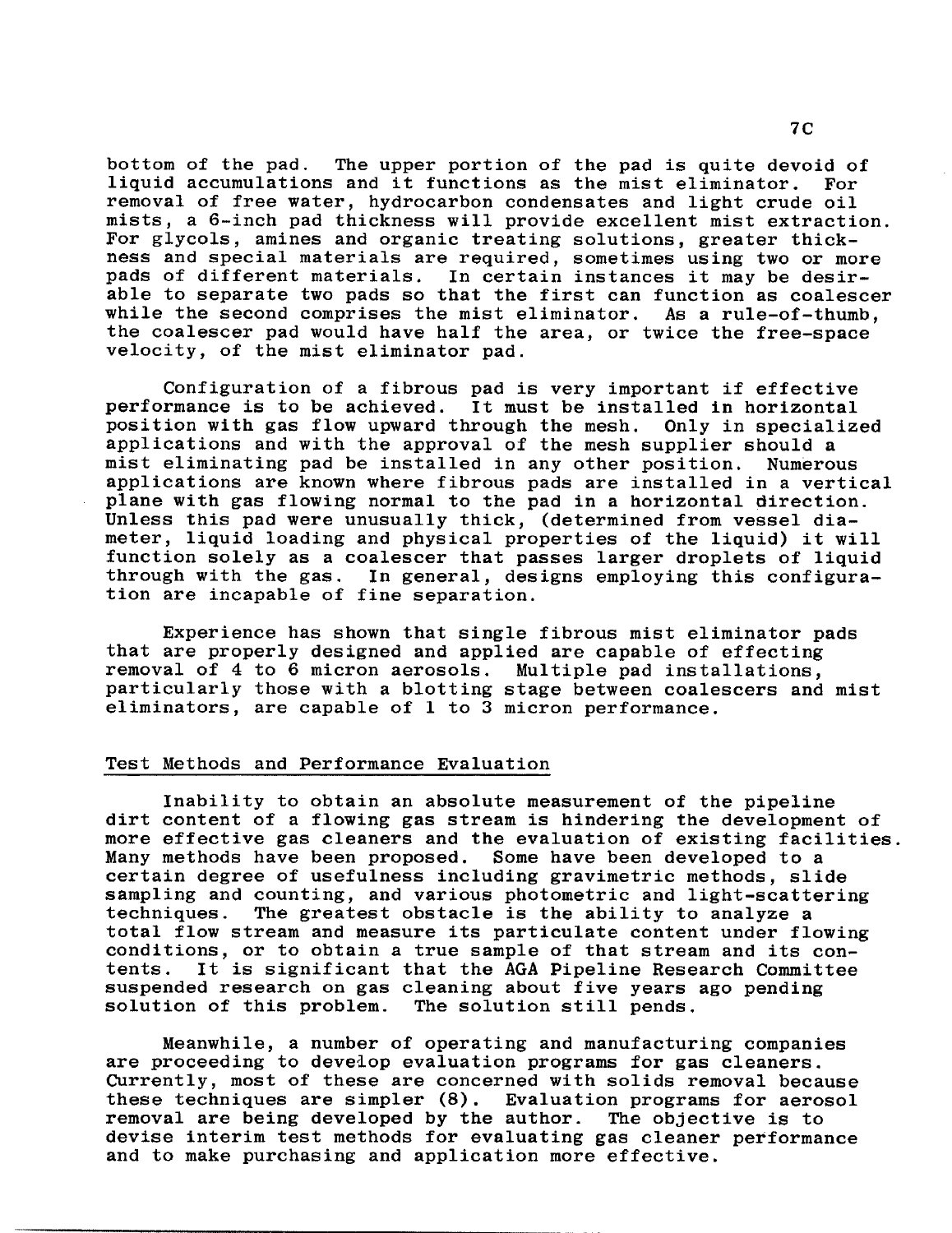bottom of the pad. The upper portion of the pad is quite devoid of liquid accumulations and it functions as the mist eliminator. For removal of free water, hydrocarbon condensates and light crude oil mists, a 6-inch pad thickness will provide excellent mist extraction. For glycols, amines and organic treating solutions, greater thickness and special materials are required, sometimes using two or more pads of different materials. In certain instances it may be desirable to separate two pads so that the first can function as coalescer while the second comprises the mist eliminator. As a rule-of-thumb, the coalescer pad would have half the area, or twice the free-space velocity, of the mist eliminator pad.

Configuration of a fibrous pad is very important if effective performance is to be achieved. It must be installed in horizontal position with gas flow upward through the mesh. Only in specialized applications and with the approval of the mesh supplier should a mist eliminating pad be installed in any other position. Numerous applications are known where fibrous pads are installed in a vertical plane with gas flowing normal to the pad in a horizontal direction. Unless this pad were unusually thick, (determined from vessel diameter, liquid loading and physical properties of the liquid) it will function solely as a coalescer that passes larger droplets of liquid through with the gas. In general, designs employing this configuration are incapable of fine separation.

Experience has shown that single fibrous mist eliminator pads that are properly designed and applied are capable of effecting removal of 4 to 6 micron aerosols. Multiple pad installations, particularly those with a blotting stage between coalescers and mist eliminators, are capable of 1 to 3 micron performance.

## Test Methods and Performance Evaluation

Inability to obtain an absolute measurement of the pipeline dirt content of a flowing gas stream is hindering the development of more effective gas cleaners and the evaluation of existing facilities. Many methods have been proposed. Some have been developed to a certain degree of usefulness including gravimetric methods, slide sampling and counting, and various photometric and light-scattering techniques. The greatest obstacle is the ability to analyze a total flow stream and measure its particulate content under flowing conditions, or to obtain a true sample of that stream and its contents. It is significant that the AGA Pipeline Research Committee suspended research on gas cleaning about five years ago pending solution of this problem. The solution still pends.

Meanwhile, a number of operating and manufacturing companies are proceeding to develop evaluation programs for gas cleaners. Currently, most of these are concerned with solids removal because these techniques are simpler (8). Evaluation programs for aerosol removal are being developed by the author. The objective is to devise interim test methods for evaluating gas cleaner performance and to make purchasing and application more effective.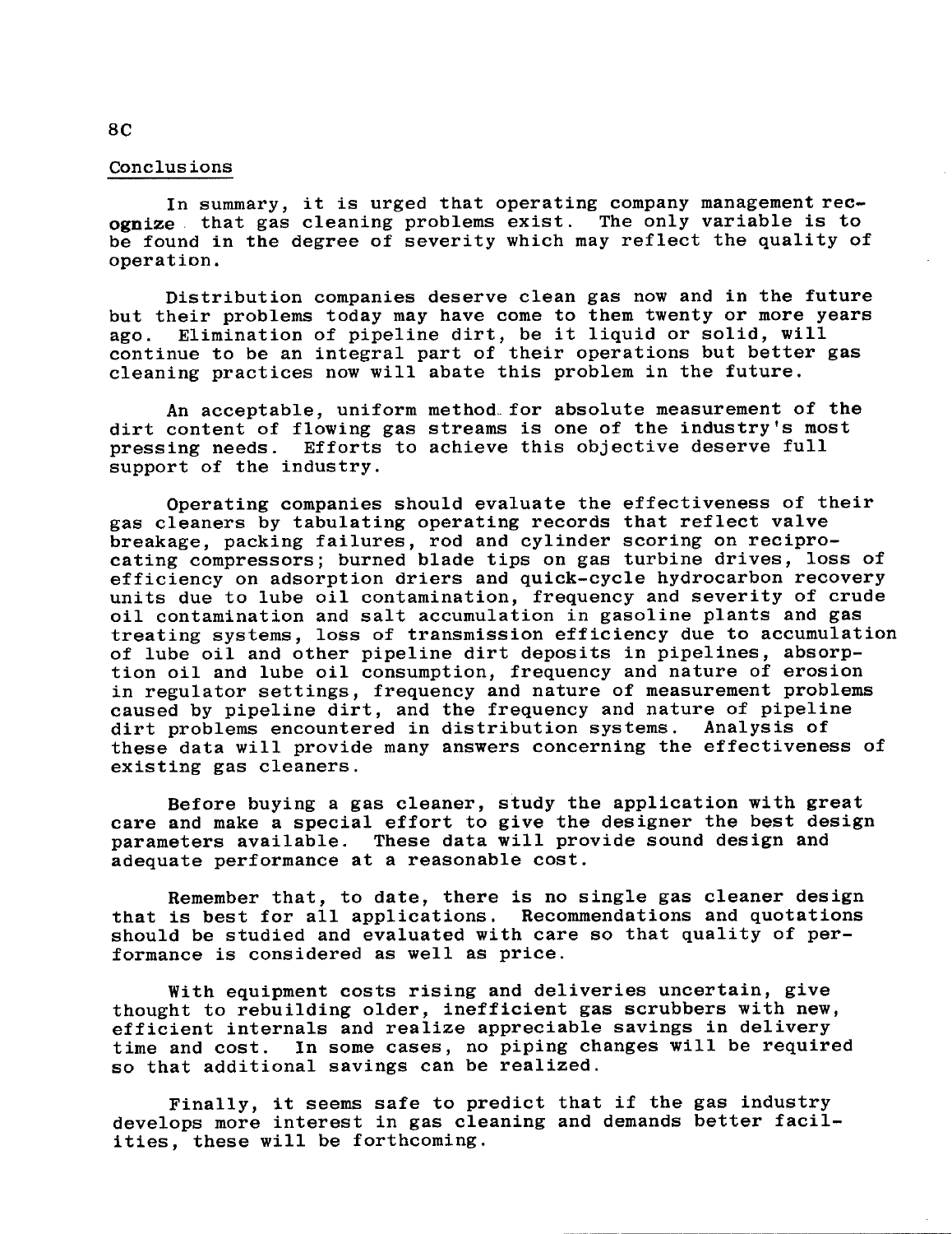## Conclusions

In summary, it is urged that operating company management recognize that gas cleaning problems exist. The only variable is to be found in the degree of severity which may reflect the quality of operation.

Distribution companies deserve clean gas now and in the future but their problems today may have come to them twenty or more years ago. Elimination of pipeline dirt, be it liquid or solid, will continue to be an integral part of their operations but better gas cleaning practices now will abate this problem in the future.

An acceptable, uniform method for absolute measurement of the dirt content of flowing gas streams is one of the industry's most pressing needs. Efforts to achieve this objective deserve full support of the industry.

Operating companies should evaluate the effectiveness of their gas cleaners by tabulating operating records that reflect valve breakage, packing failures, rod and cylinder scoring on reciprocating compressors; burned blade tips on gas turbine drives, loss of efficiency on adsorption driers and quick-cycle hydrocarbon recovery units due to lube oil contamination, frequency and severity of crude oil contamination and salt accumulation in gasoline plants and gas treating systems, loss of transmission efficiency due to accumulation of lube oil and other pipeline dirt deposits in pipelines, absorption oil and lube oil consumption, frequency and nature of erosion in regulator settings, frequency and nature of measurement problems caused by pipeline dirt, and the frequency and nature of pipeline dirt problems encountered in distribution systems. Analysis of these data will provide many answers concerning the effectiveness of existing gas cleaners.

Before buying a gas cleaner, study the application with great care and make a special effort to give the designer the best design parameters available. These data will provide sound design and adequate performance at a reasonable cost.

Remember that, to date, there is no single gas cleaner design that is best for all applications. Recommendations and quotations should be studied and evaluated with care so that quality of performance is considered as well as price.

With equipment costs rising and deliveries uncertain, give thought to rebuilding older, inefficient gas scrubbers with new, efficient internals and realize appreciable savings in delivery time and cost. In some cases, no piping changes will be required so that additional savings can be realized.

Finally, it seems safe to predict that if the gas industry develops more interest in gas cleaning and demands better facilities, these will be forthcoming.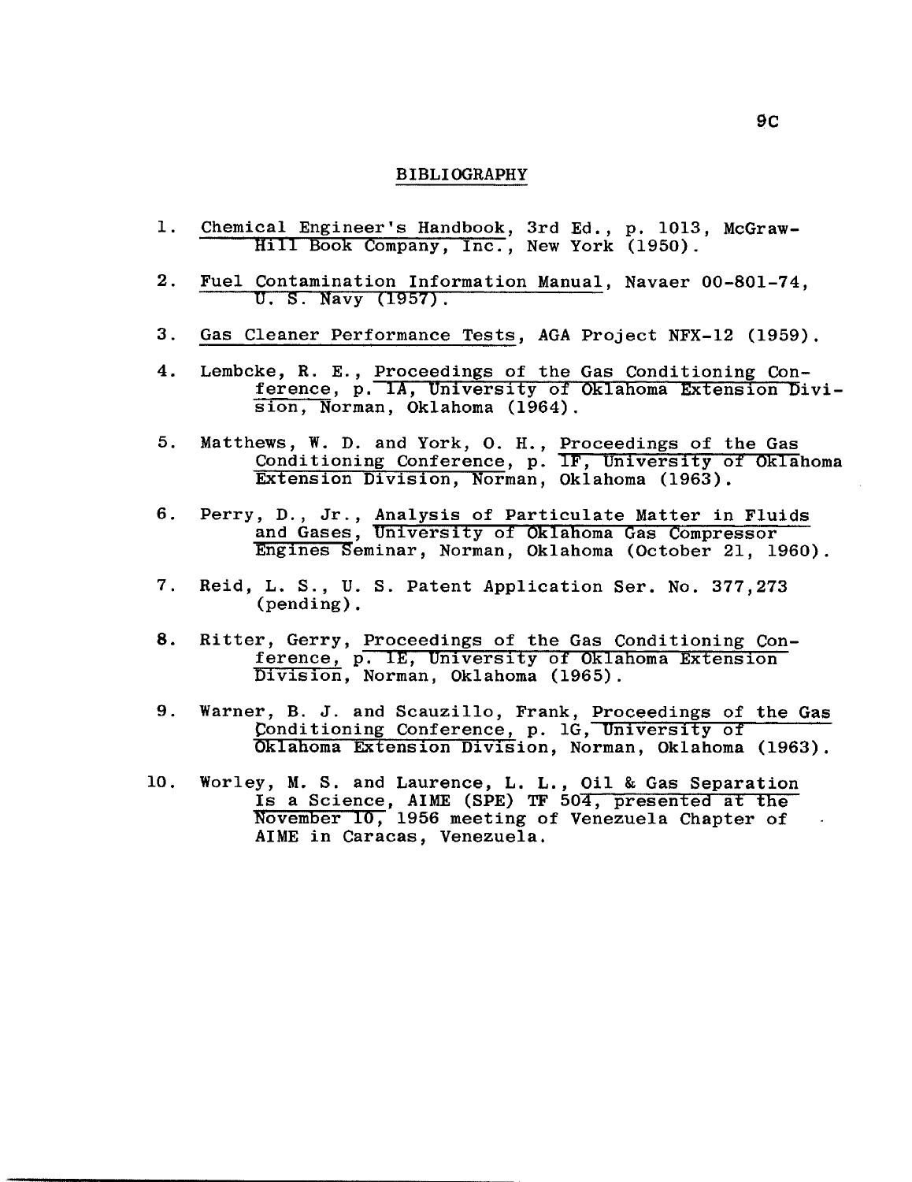## BIBLIOGRAPHY

1. Chemical Engineer's Handbook, 3rd Ed., p. 1013, McGraw-Hill Book Company, Inc., New York (1950).

2. Fuel Contamination Information Manual, Navaer 00-801-74, U. S. Navy (1957).

3. Gas Cleaner Performance Tests, AGA Project NFX-12 (1959).

4. Lembcke, R. E., Proceedings of the Gas Conditioning Conference, p. 1A, University of Oklahoma Extension Division, Norman, Oklahoma (1964).

5. Matthews, W. D. and York, O. H., Proceedings of the Gas Conditioning Conference, p. 1F, University of Oklahoma Extension Division, Norman, Oklahoma (1963).

6. Perry, D., Jr., Analysis of Particulate Matter in Fluids and Gases, University of Oklahoma Gas Compressor Engines Seminar, Norman, Oklahoma (October 21, 1960).

7. Reid, L. S., U. S. Patent Application Ser. No. 377,273 (pending).

8. Ritter, Gerry, Proceedings of the Gas Conditioning Conference, p. 1E, University of Oklahoma Extension Division, Norman, Oklahoma (1965).

9. Warner, B. J. and Scauzillo, Frank, Proceedings of the Gas Conditioning Conference, p. 1G, University of Oklahoma Extension Division, Norman, Oklahoma (1963).

10. Worley, M. S. and Laurence, L. L., Oil & Gas Separation Is a Science, AIME (SPE) TF 504, presented at the November 10, 1956 meeting of Venezuela Chapter of AIME in Caracas, Venezuela.